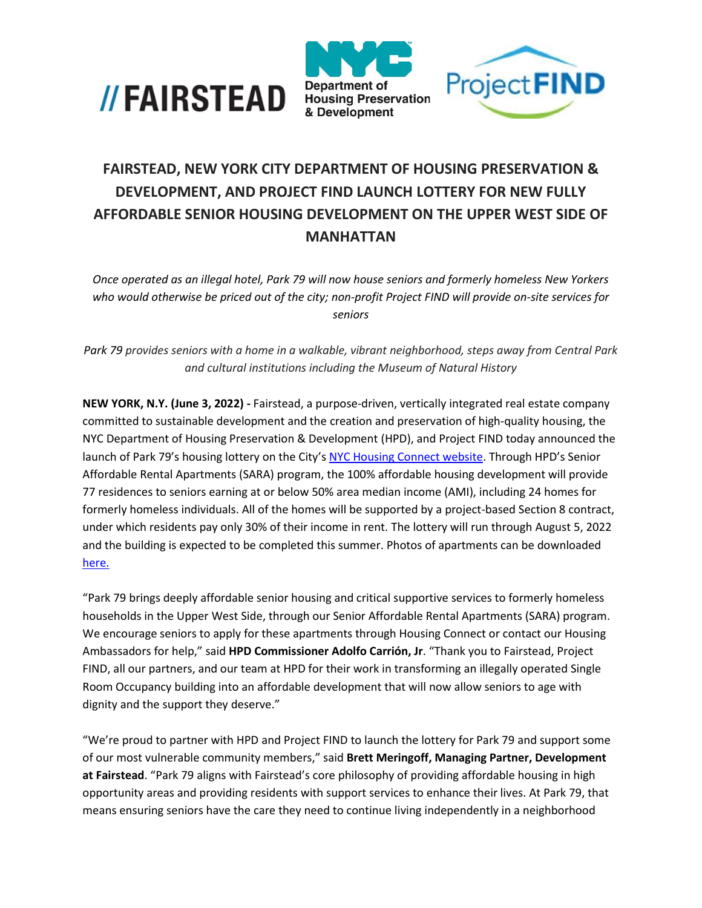# FAIRSTEAD, NEW YORK CITY DEPARTMENT OF HOUSING PRESERVATION & DEVELOPMENT, AND PROJECT FIND LAUNCH LOTTERY FOR NEW FULLY AFFORDABLE SENIOR HOUSING DEVELOPMENT ON THE UPPER WEST SIDE OF MANHATTAN

*Once operated as an illegal hotel, Park 79 will now house seniors and formerly homeless New Yorkers who would otherwise be priced out of the city; non-profit Project FIND will provide on-site services for seniors*

*Park 79 provides seniors with a home in a walkable, vibrant neighborhood, steps away from Central Park and cultural institutions including the Museum of Natural History*

**NEW YORK, N.Y. (June 3, 2022) -** Fairstead, a purpose-driven, vertically integrated real estate company committed to sustainable development and the creation and preservation of high-quality housing, the NYC Department of Housing Preservation & Development (HPD), and Project FIND today announced the launch of Park 79's housing lottery on the City's [NYC Housing Connect website](). Through HPD's Senior Affordable Rental Apartments (SARA) program, the 100% affordable housing development will provide 77 residences to seniors earning at or below 50% area median income (AMI), including 24 homes for formerly homeless individuals. All of the homes will be supported by a project-based Section 8 contract, under which residents pay only 30% of their income in rent. The lottery will run through August 5, 2022 and the building is expected to be completed this summer. Photos of apartments can be downloaded [here.]()

"Park 79 brings deeply affordable senior housing and critical supportive services to formerly homeless households in the Upper West Side, through our Senior Affordable Rental Apartments (SARA) program. We encourage seniors to apply for these apartments through Housing Connect or contact our Housing Ambassadors for help," said **HPD Commissioner Adolfo Carrión, Jr**. "Thank you to Fairstead, Project FIND, all our partners, and our team at HPD for their work in transforming an illegally operated Single Room Occupancy building into an affordable development that will now allow seniors to age with dignity and the support they deserve."

"We're proud to partner with HPD and Project FIND to launch the lottery for Park 79 and support some of our most vulnerable community members," said **Brett Meringoff, Managing Partner, Development at Fairstead**. "Park 79 aligns with Fairstead's core philosophy of providing affordable housing in high opportunity areas and providing residents with support services to enhance their lives. At Park 79, that means ensuring seniors have the care they need to continue living independently in a neighborhood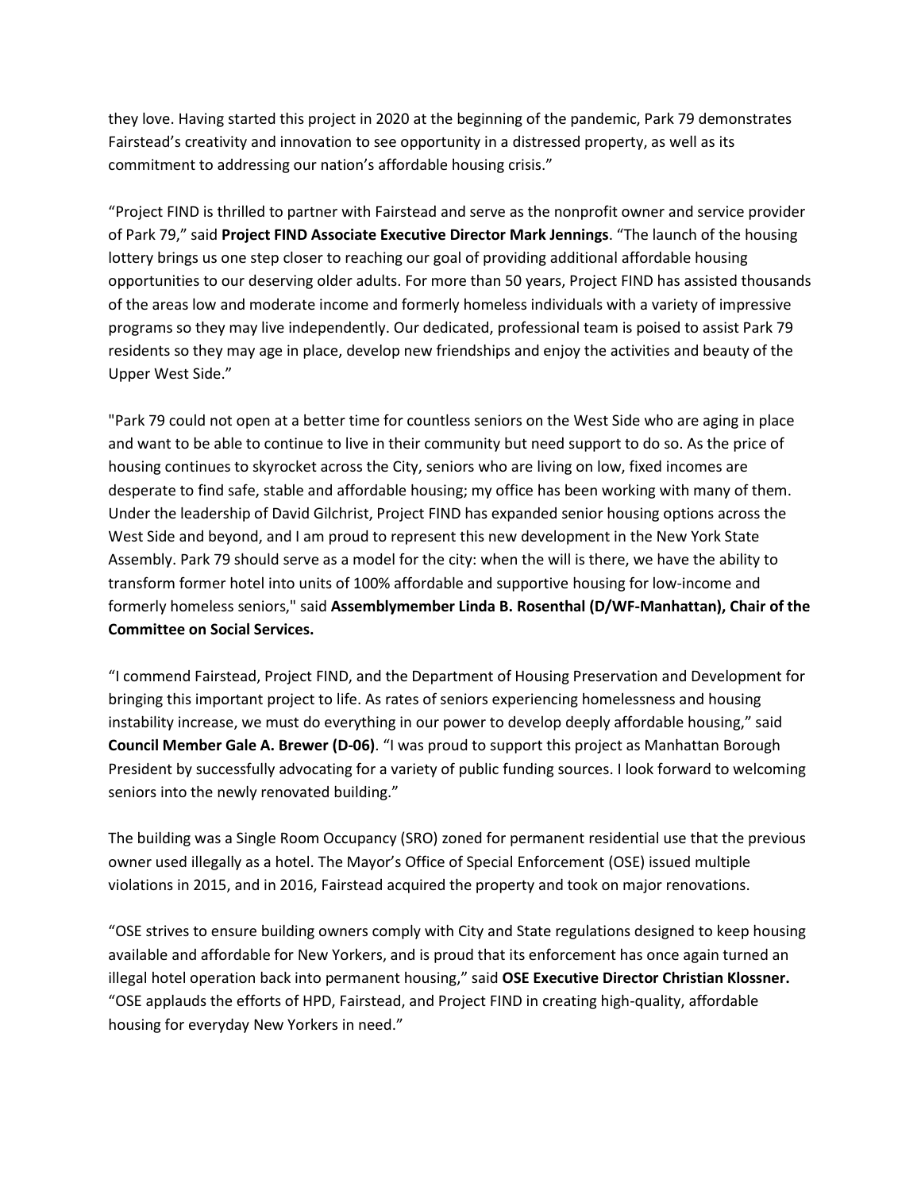they love. Having started this project in 2020 at the beginning of the pandemic, Park 79 demonstrates Fairstead's creativity and innovation to see opportunity in a distressed property, as well as its commitment to addressing our nation's affordable housing crisis."

"Project FIND is thrilled to partner with Fairstead and serve as the nonprofit owner and service provider of Park 79," said **Project FIND Associate Executive Director Mark Jennings**. "The launch of the housing lottery brings us one step closer to reaching our goal of providing additional affordable housing opportunities to our deserving older adults. For more than 50 years, Project FIND has assisted thousands of the areas low and moderate income and formerly homeless individuals with a variety of impressive programs so they may live independently. Our dedicated, professional team is poised to assist Park 79 residents so they may age in place, develop new friendships and enjoy the activities and beauty of the Upper West Side."

"Park 79 could not open at a better time for countless seniors on the West Side who are aging in place and want to be able to continue to live in their community but need support to do so. As the price of housing continues to skyrocket across the City, seniors who are living on low, fixed incomes are desperate to find safe, stable and affordable housing; my office has been working with many of them. Under the leadership of David Gilchrist, Project FIND has expanded senior housing options across the West Side and beyond, and I am proud to represent this new development in the New York State Assembly. Park 79 should serve as a model for the city: when the will is there, we have the ability to transform former hotel into units of 100% affordable and supportive housing for low-income and formerly homeless seniors," said **Assemblymember Linda B. Rosenthal (D/WF-Manhattan), Chair of the Committee on Social Services.**

"I commend Fairstead, Project FIND, and the Department of Housing Preservation and Development for bringing this important project to life. As rates of seniors experiencing homelessness and housing instability increase, we must do everything in our power to develop deeply affordable housing," said **Council Member Gale A. Brewer (D-06)**. "I was proud to support this project as Manhattan Borough President by successfully advocating for a variety of public funding sources. I look forward to welcoming seniors into the newly renovated building."

The building was a Single Room Occupancy (SRO) zoned for permanent residential use that the previous owner used illegally as a hotel. The Mayor's Office of Special Enforcement (OSE) issued multiple violations in 2015, and in 2016, Fairstead acquired the property and took on major renovations.

"OSE strives to ensure building owners comply with City and State regulations designed to keep housing available and affordable for New Yorkers, and is proud that its enforcement has once again turned an illegal hotel operation back into permanent housing," said **OSE Executive Director Christian Klossner.** "OSE applauds the efforts of HPD, Fairstead, and Project FIND in creating high-quality, affordable housing for everyday New Yorkers in need."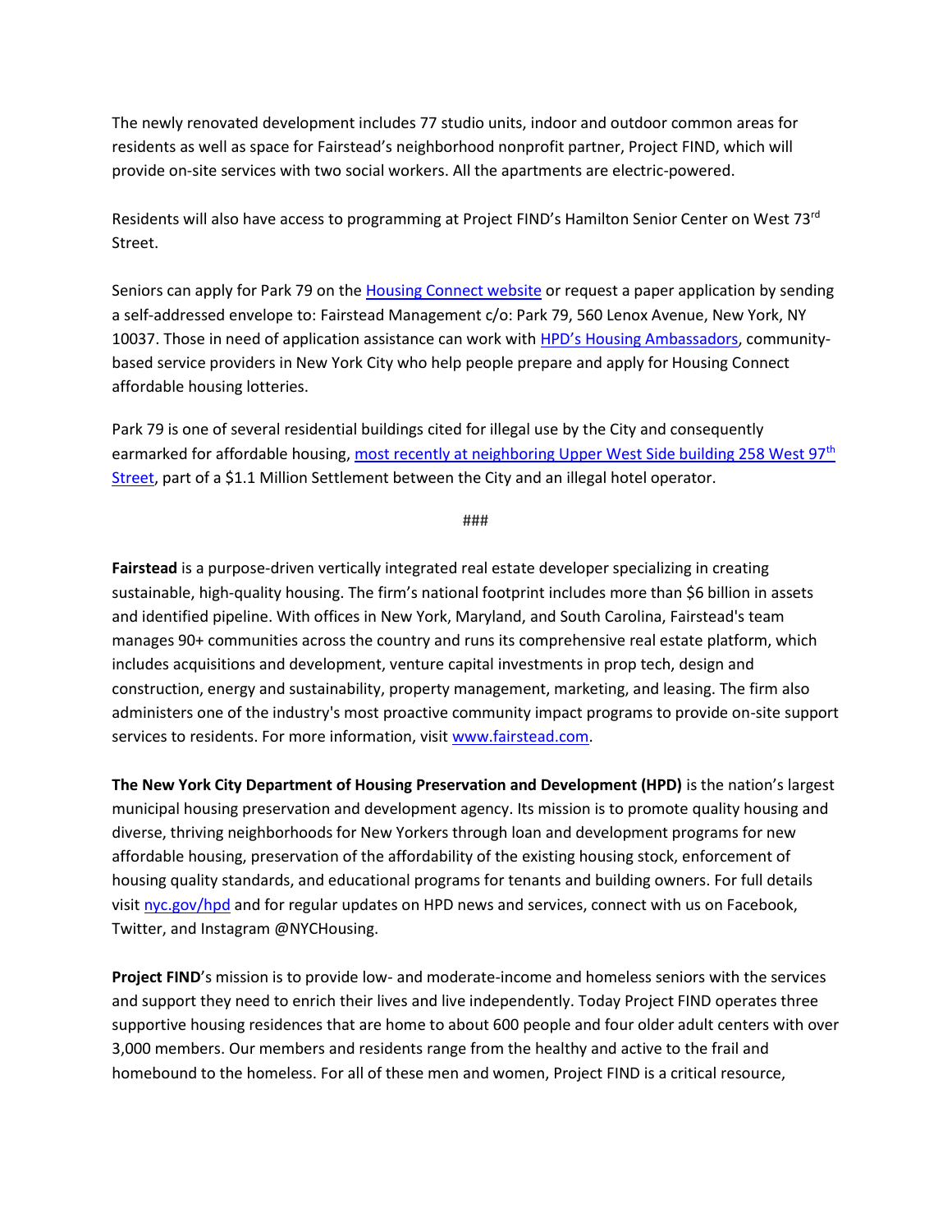The newly renovated development includes 77 studio units, indoor and outdoor common areas for residents as well as space for Fairstead's neighborhood nonprofit partner, Project FIND, which will provide on-site services with two social workers. All the apartments are electric-powered.

Residents will also have access to programming at Project FIND's Hamilton Senior Center on West 73rd Street.

Seniors can apply for Park 79 on the [Housing Connect website]() or request a paper application by sending a self-addressed envelope to: Fairstead Management c/o: Park 79, 560 Lenox Avenue, New York, NY 10037. Those in need of application assistance can work with [HPD's Housing Ambassadors](), community-based service providers in New York City who help people prepare and apply for Housing Connect affordable housing lotteries.

Park 79 is one of several residential buildings cited for illegal use by the City and consequently earmarked for affordable housing, [most recently at neighboring Upper West Side building 258 West 97th Street](), part of a $1.1 Million Settlement between the City and an illegal hotel operator.

###

**Fairstead** is a purpose-driven vertically integrated real estate developer specializing in creating sustainable, high-quality housing. The firm's national footprint includes more than $6 billion in assets and identified pipeline. With offices in New York, Maryland, and South Carolina, Fairstead's team manages 90+ communities across the country and runs its comprehensive real estate platform, which includes acquisitions and development, venture capital investments in prop tech, design and construction, energy and sustainability, property management, marketing, and leasing. The firm also administers one of the industry's most proactive community impact programs to provide on-site support services to residents. For more information, visit [www.fairstead.com]().

**The New York City Department of Housing Preservation and Development (HPD)** is the nation's largest municipal housing preservation and development agency. Its mission is to promote quality housing and diverse, thriving neighborhoods for New Yorkers through loan and development programs for new affordable housing, preservation of the affordability of the existing housing stock, enforcement of housing quality standards, and educational programs for tenants and building owners. For full details visit [nyc.gov/hpd]() and for regular updates on HPD news and services, connect with us on Facebook, Twitter, and Instagram @NYCHousing.

**Project FIND**'s mission is to provide low- and moderate-income and homeless seniors with the services and support they need to enrich their lives and live independently. Today Project FIND operates three supportive housing residences that are home to about 600 people and four older adult centers with over 3,000 members. Our members and residents range from the healthy and active to the frail and homebound to the homeless. For all of these men and women, Project FIND is a critical resource,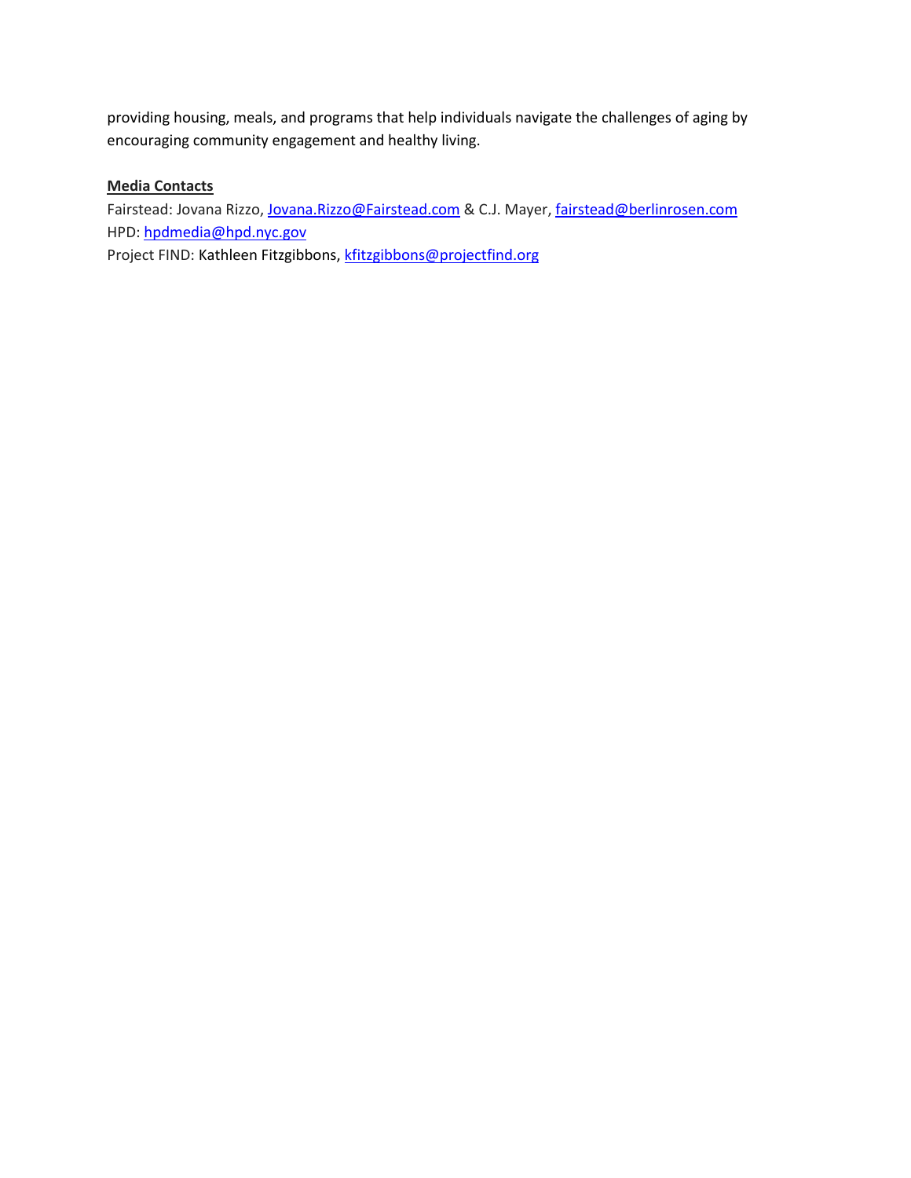providing housing, meals, and programs that help individuals navigate the challenges of aging by encouraging community engagement and healthy living.

**Media Contacts**

Fairstead: Jovana Rizzo, Jovana.Rizzo@Fairstead.com & C.J. Mayer, fairstead@berlinrosen.com
HPD: hpdmedia@hpd.nyc.gov
Project FIND: Kathleen Fitzgibbons, kfitzgibbons@projectfind.org